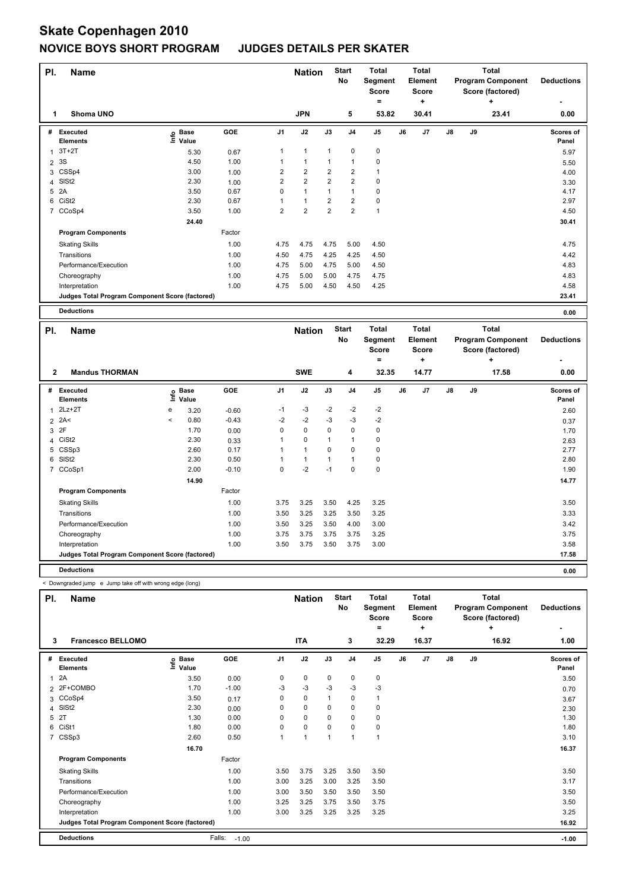# Skate Copenhagen 2010

## NOVICE BOYS SHORT PROGRAM JUDGES DETAILS PER SKATER

| Pl. | Name | Nation | Start No | Total Segment Score = | Total Element Score + | Total Program Component Score (factored) + | Deductions - |
|---|---|---|---|---|---|---|---|
| 1 | Shoma UNO | JPN | 5 | 53.82 | 30.41 | 23.41 | 0.00 |

| # | Executed Elements | Info | Base Value | GOE | J1 | J2 | J3 | J4 | J5 | J6 | J7 | J8 | J9 | Scores of Panel |
|---|---|---|---|---|---|---|---|---|---|---|---|---|---|---|
| 1 | 3T+2T | | 5.30 | 0.67 | 1 | 1 | 1 | 0 | 0 | | | | | 5.97 |
| 2 | 3S | | 4.50 | 1.00 | 1 | 1 | 1 | 1 | 0 | | | | | 5.50 |
| 3 | CSSp4 | | 3.00 | 1.00 | 2 | 2 | 2 | 2 | 1 | | | | | 4.00 |
| 4 | SlSt2 | | 2.30 | 1.00 | 2 | 2 | 2 | 2 | 0 | | | | | 3.30 |
| 5 | 2A | | 3.50 | 0.67 | 0 | 1 | 1 | 1 | 0 | | | | | 4.17 |
| 6 | CiSt2 | | 2.30 | 0.67 | 1 | 1 | 2 | 2 | 0 | | | | | 2.97 |
| 7 | CCoSp4 | | 3.50 | 1.00 | 2 | 2 | 2 | 2 | 1 | | | | | 4.50 |
| | | | 24.40 | | | | | | | | | | | 30.41 |

| Program Components | Factor | J1 | J2 | J3 | J4 | J5 | J6 | J7 | J8 | J9 | Scores of Panel |
|---|---|---|---|---|---|---|---|---|---|---|---|
| Skating Skills | 1.00 | 4.75 | 4.75 | 4.75 | 5.00 | 4.50 | | | | | 4.75 |
| Transitions | 1.00 | 4.50 | 4.75 | 4.25 | 4.25 | 4.50 | | | | | 4.42 |
| Performance/Execution | 1.00 | 4.75 | 5.00 | 4.75 | 5.00 | 4.50 | | | | | 4.83 |
| Choreography | 1.00 | 4.75 | 5.00 | 5.00 | 4.75 | 4.75 | | | | | 4.83 |
| Interpretation | 1.00 | 4.75 | 5.00 | 4.50 | 4.50 | 4.25 | | | | | 4.58 |
| Judges Total Program Component Score (factored) | | | | | | | | | | | 23.41 |

**Deductions** 0.00

| Pl. | Name | Nation | Start No | Total Segment Score = | Total Element Score + | Total Program Component Score (factored) + | Deductions - |
|---|---|---|---|---|---|---|---|
| 2 | Mandus THORMAN | SWE | 4 | 32.35 | 14.77 | 17.58 | 0.00 |

| # | Executed Elements | Info | Base Value | GOE | J1 | J2 | J3 | J4 | J5 | J6 | J7 | J8 | J9 | Scores of Panel |
|---|---|---|---|---|---|---|---|---|---|---|---|---|---|---|
| 1 | 2Lz+2T | e | 3.20 | -0.60 | -1 | -3 | -2 | -2 | -2 | | | | | 2.60 |
| 2 | 2A< | < | 0.80 | -0.43 | -2 | -2 | -3 | -3 | -2 | | | | | 0.37 |
| 3 | 2F | | 1.70 | 0.00 | 0 | 0 | 0 | 0 | 0 | | | | | 1.70 |
| 4 | CiSt2 | | 2.30 | 0.33 | 1 | 0 | 1 | 1 | 0 | | | | | 2.63 |
| 5 | CSSp3 | | 2.60 | 0.17 | 1 | 1 | 0 | 0 | 0 | | | | | 2.77 |
| 6 | SlSt2 | | 2.30 | 0.50 | 1 | 1 | 1 | 1 | 0 | | | | | 2.80 |
| 7 | CCoSp1 | | 2.00 | -0.10 | 0 | -2 | -1 | 0 | 0 | | | | | 1.90 |
| | | | 14.90 | | | | | | | | | | | 14.77 |

| Program Components | Factor | J1 | J2 | J3 | J4 | J5 | J6 | J7 | J8 | J9 | Scores of Panel |
|---|---|---|---|---|---|---|---|---|---|---|---|
| Skating Skills | 1.00 | 3.75 | 3.25 | 3.50 | 4.25 | 3.25 | | | | | 3.50 |
| Transitions | 1.00 | 3.50 | 3.25 | 3.25 | 3.50 | 3.25 | | | | | 3.33 |
| Performance/Execution | 1.00 | 3.50 | 3.25 | 3.50 | 4.00 | 3.00 | | | | | 3.42 |
| Choreography | 1.00 | 3.75 | 3.75 | 3.75 | 3.75 | 3.25 | | | | | 3.75 |
| Interpretation | 1.00 | 3.50 | 3.75 | 3.50 | 3.75 | 3.00 | | | | | 3.58 |
| Judges Total Program Component Score (factored) | | | | | | | | | | | 17.58 |

**Deductions** 0.00

< Downgraded jump e Jump take off with wrong edge (long)

| Pl. | Name | Nation | Start No | Total Segment Score = | Total Element Score + | Total Program Component Score (factored) + | Deductions - |
|---|---|---|---|---|---|---|---|
| 3 | Francesco BELLOMO | ITA | 3 | 32.29 | 16.37 | 16.92 | 1.00 |

| # | Executed Elements | Info | Base Value | GOE | J1 | J2 | J3 | J4 | J5 | J6 | J7 | J8 | J9 | Scores of Panel |
|---|---|---|---|---|---|---|---|---|---|---|---|---|---|---|
| 1 | 2A | | 3.50 | 0.00 | 0 | 0 | 0 | 0 | 0 | | | | | 3.50 |
| 2 | 2F+COMBO | | 1.70 | -1.00 | -3 | -3 | -3 | -3 | -3 | | | | | 0.70 |
| 3 | CCoSp4 | | 3.50 | 0.17 | 0 | 0 | 1 | 0 | 1 | | | | | 3.67 |
| 4 | SlSt2 | | 2.30 | 0.00 | 0 | 0 | 0 | 0 | 0 | | | | | 2.30 |
| 5 | 2T | | 1.30 | 0.00 | 0 | 0 | 0 | 0 | 0 | | | | | 1.30 |
| 6 | CiSt1 | | 1.80 | 0.00 | 0 | 0 | 0 | 0 | 0 | | | | | 1.80 |
| 7 | CSSp3 | | 2.60 | 0.50 | 1 | 1 | 1 | 1 | 1 | | | | | 3.10 |
| | | | 16.70 | | | | | | | | | | | 16.37 |

| Program Components | Factor | J1 | J2 | J3 | J4 | J5 | J6 | J7 | J8 | J9 | Scores of Panel |
|---|---|---|---|---|---|---|---|---|---|---|---|
| Skating Skills | 1.00 | 3.50 | 3.75 | 3.25 | 3.50 | 3.50 | | | | | 3.50 |
| Transitions | 1.00 | 3.00 | 3.25 | 3.00 | 3.25 | 3.50 | | | | | 3.17 |
| Performance/Execution | 1.00 | 3.00 | 3.50 | 3.50 | 3.50 | 3.50 | | | | | 3.50 |
| Choreography | 1.00 | 3.25 | 3.25 | 3.75 | 3.50 | 3.75 | | | | | 3.50 |
| Interpretation | 1.00 | 3.00 | 3.25 | 3.25 | 3.25 | 3.25 | | | | | 3.25 |
| Judges Total Program Component Score (factored) | | | | | | | | | | | 16.92 |

**Deductions** Falls: -1.00 -1.00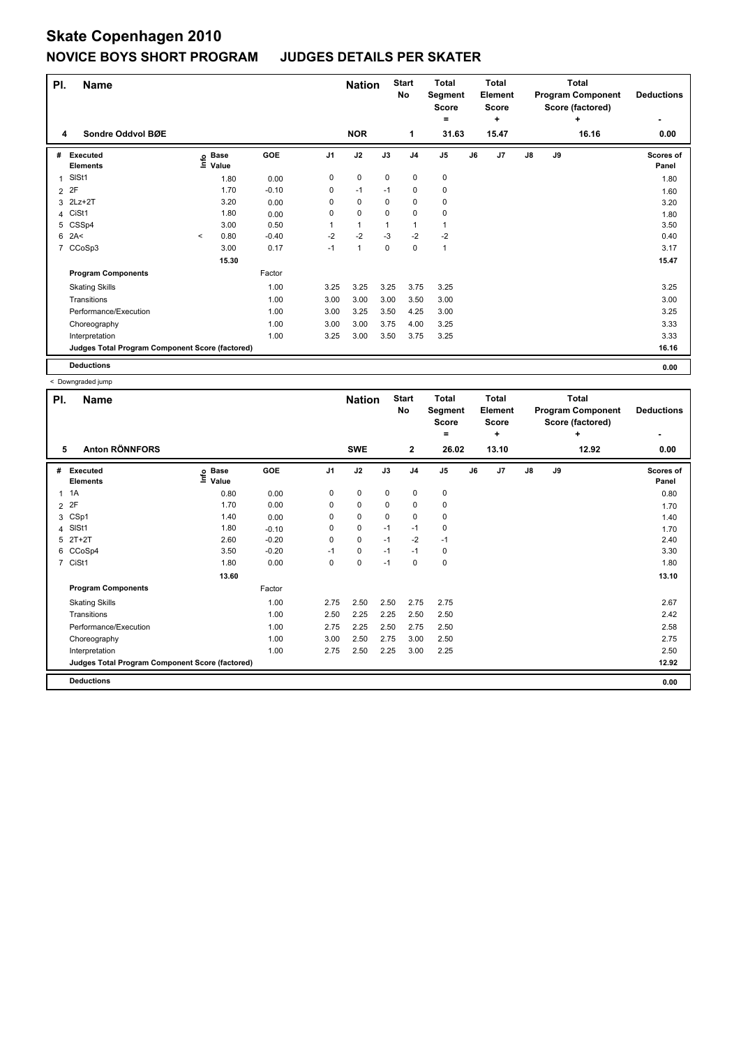# Skate Copenhagen 2010

## NOVICE BOYS SHORT PROGRAM JUDGES DETAILS PER SKATER

| Pl. | Name | Nation | Start No | Total Segment Score = | Total Element Score + | Total Program Component Score (factored) + | Deductions - |
|---|---|---|---|---|---|---|---|
| 4 | Sondre Oddvol BØE | NOR | 1 | 31.63 | 15.47 | 16.16 | 0.00 |

| # | Executed Elements | Info | Base Value | GOE | J1 | J2 | J3 | J4 | J5 | J6 | J7 | J8 | J9 | Scores of Panel |
|---|---|---|---|---|---|---|---|---|---|---|---|---|---|---|
| 1 | SlSt1 | | 1.80 | 0.00 | 0 | 0 | 0 | 0 | 0 | | | | | 1.80 |
| 2 | 2F | | 1.70 | -0.10 | 0 | -1 | -1 | 0 | 0 | | | | | 1.60 |
| 3 | 2Lz+2T | | 3.20 | 0.00 | 0 | 0 | 0 | 0 | 0 | | | | | 3.20 |
| 4 | CiSt1 | | 1.80 | 0.00 | 0 | 0 | 0 | 0 | 0 | | | | | 1.80 |
| 5 | CSSp4 | | 3.00 | 0.50 | 1 | 1 | 1 | 1 | 1 | | | | | 3.50 |
| 6 | 2A< | < | 0.80 | -0.40 | -2 | -2 | -3 | -2 | -2 | | | | | 0.40 |
| 7 | CCoSp3 | | 3.00 | 0.17 | -1 | 1 | 0 | 0 | 1 | | | | | 3.17 |
| | | | 15.30 | | | | | | | | | | | 15.47 |
| | **Program Components** | | | Factor | | | | | | | | | | |
| | Skating Skills | | | 1.00 | 3.25 | 3.25 | 3.25 | 3.75 | 3.25 | | | | | 3.25 |
| | Transitions | | | 1.00 | 3.00 | 3.00 | 3.00 | 3.50 | 3.00 | | | | | 3.00 |
| | Performance/Execution | | | 1.00 | 3.00 | 3.25 | 3.50 | 4.25 | 3.00 | | | | | 3.25 |
| | Choreography | | | 1.00 | 3.00 | 3.00 | 3.75 | 4.00 | 3.25 | | | | | 3.33 |
| | Interpretation | | | 1.00 | 3.25 | 3.00 | 3.50 | 3.75 | 3.25 | | | | | 3.33 |
| | **Judges Total Program Component Score (factored)** | | | | | | | | | | | | | 16.16 |
| | **Deductions** | | | | | | | | | | | | | 0.00 |

< Downgraded jump

| Pl. | Name | Nation | Start No | Total Segment Score = | Total Element Score + | Total Program Component Score (factored) + | Deductions - |
|---|---|---|---|---|---|---|---|
| 5 | Anton RÖNNFORS | SWE | 2 | 26.02 | 13.10 | 12.92 | 0.00 |

| # | Executed Elements | Info | Base Value | GOE | J1 | J2 | J3 | J4 | J5 | J6 | J7 | J8 | J9 | Scores of Panel |
|---|---|---|---|---|---|---|---|---|---|---|---|---|---|---|
| 1 | 1A | | 0.80 | 0.00 | 0 | 0 | 0 | 0 | 0 | | | | | 0.80 |
| 2 | 2F | | 1.70 | 0.00 | 0 | 0 | 0 | 0 | 0 | | | | | 1.70 |
| 3 | CSp1 | | 1.40 | 0.00 | 0 | 0 | 0 | 0 | 0 | | | | | 1.40 |
| 4 | SlSt1 | | 1.80 | -0.10 | 0 | 0 | -1 | -1 | 0 | | | | | 1.70 |
| 5 | 2T+2T | | 2.60 | -0.20 | 0 | 0 | -1 | -2 | -1 | | | | | 2.40 |
| 6 | CCoSp4 | | 3.50 | -0.20 | -1 | 0 | -1 | -1 | 0 | | | | | 3.30 |
| 7 | CiSt1 | | 1.80 | 0.00 | 0 | 0 | -1 | 0 | 0 | | | | | 1.80 |
| | | | 13.60 | | | | | | | | | | | 13.10 |
| | **Program Components** | | | Factor | | | | | | | | | | |
| | Skating Skills | | | 1.00 | 2.75 | 2.50 | 2.50 | 2.75 | 2.75 | | | | | 2.67 |
| | Transitions | | | 1.00 | 2.50 | 2.25 | 2.25 | 2.50 | 2.50 | | | | | 2.42 |
| | Performance/Execution | | | 1.00 | 2.75 | 2.25 | 2.50 | 2.75 | 2.50 | | | | | 2.58 |
| | Choreography | | | 1.00 | 3.00 | 2.50 | 2.75 | 3.00 | 2.50 | | | | | 2.75 |
| | Interpretation | | | 1.00 | 2.75 | 2.50 | 2.25 | 3.00 | 2.25 | | | | | 2.50 |
| | **Judges Total Program Component Score (factored)** | | | | | | | | | | | | | 12.92 |
| | **Deductions** | | | | | | | | | | | | | 0.00 |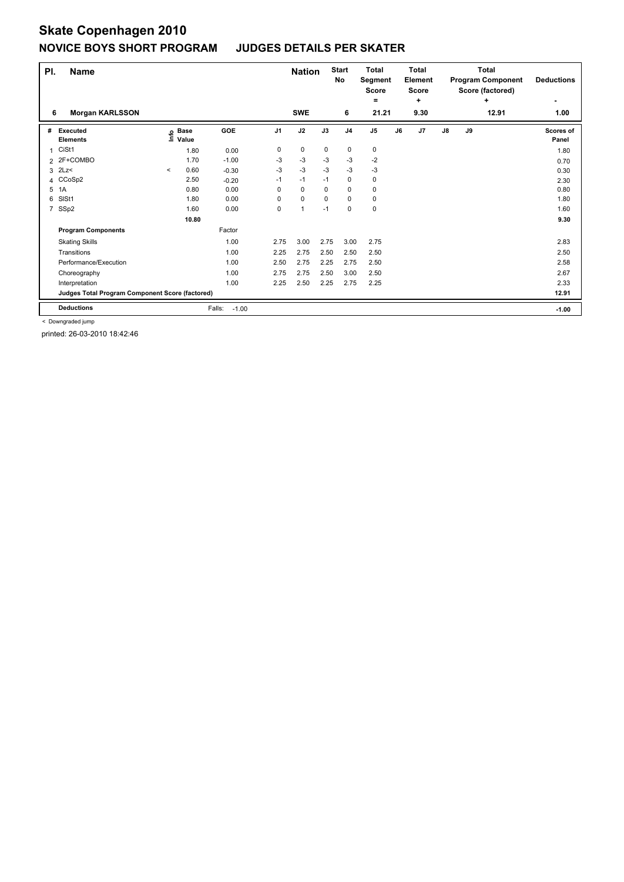# Skate Copenhagen 2010

## NOVICE BOYS SHORT PROGRAM JUDGES DETAILS PER SKATER

| Pl. | Name | Nation | Start No | Total Segment Score = | Total Element Score + | Total Program Component Score (factored) + | Deductions - |
|---|---|---|---|---|---|---|---|
| 6 | Morgan KARLSSON | SWE | 6 | 21.21 | 9.30 | 12.91 | 1.00 |

| # | Executed Elements | Info | Base Value | GOE | J1 | J2 | J3 | J4 | J5 | J6 | J7 | J8 | J9 | Scores of Panel |
|---|---|---|---|---|---|---|---|---|---|---|---|---|---|---|
| 1 | CiSt1 | | 1.80 | 0.00 | 0 | 0 | 0 | 0 | 0 | | | | | 1.80 |
| 2 | 2F+COMBO | | 1.70 | -1.00 | -3 | -3 | -3 | -3 | -2 | | | | | 0.70 |
| 3 | 2Lz< | < | 0.60 | -0.30 | -3 | -3 | -3 | -3 | -3 | | | | | 0.30 |
| 4 | CCoSp2 | | 2.50 | -0.20 | -1 | -1 | -1 | 0 | 0 | | | | | 2.30 |
| 5 | 1A | | 0.80 | 0.00 | 0 | 0 | 0 | 0 | 0 | | | | | 0.80 |
| 6 | SlSt1 | | 1.80 | 0.00 | 0 | 0 | 0 | 0 | 0 | | | | | 1.80 |
| 7 | SSp2 | | 1.60 | 0.00 | 0 | 1 | -1 | 0 | 0 | | | | | 1.60 |
| | | | 10.80 | | | | | | | | | | | 9.30 |
| | **Program Components** | | | Factor | | | | | | | | | | |
| | Skating Skills | | | 1.00 | 2.75 | 3.00 | 2.75 | 3.00 | 2.75 | | | | | 2.83 |
| | Transitions | | | 1.00 | 2.25 | 2.75 | 2.50 | 2.50 | 2.50 | | | | | 2.50 |
| | Performance/Execution | | | 1.00 | 2.50 | 2.75 | 2.25 | 2.75 | 2.50 | | | | | 2.58 |
| | Choreography | | | 1.00 | 2.75 | 2.75 | 2.50 | 3.00 | 2.50 | | | | | 2.67 |
| | Interpretation | | | 1.00 | 2.25 | 2.50 | 2.25 | 2.75 | 2.25 | | | | | 2.33 |
| | **Judges Total Program Component Score (factored)** | | | | | | | | | | | | | 12.91 |
| | **Deductions** | | | Falls: -1.00 | | | | | | | | | | -1.00 |

< Downgraded jump

printed: 26-03-2010 18:42:46